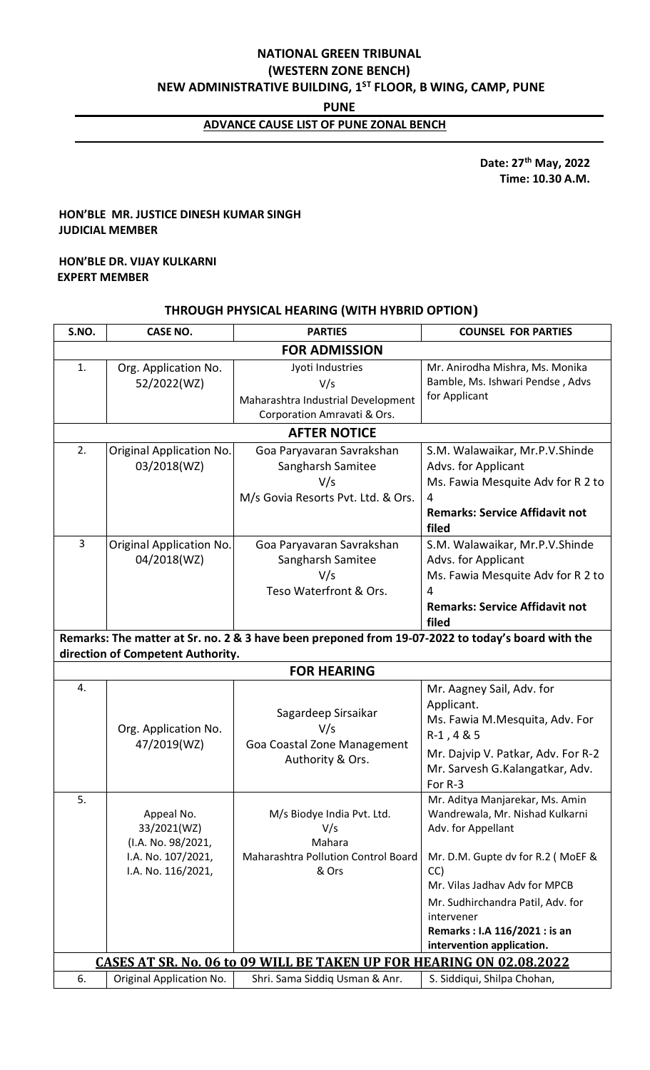# NATIONAL GREEN TRIBUNAL
## (WESTERN ZONE BENCH)
## NEW ADMINISTRATIVE BUILDING, 1ST FLOOR, B WING, CAMP, PUNE
## PUNE
### ADVANCE CAUSE LIST OF PUNE ZONAL BENCH

**Date: 27th May, 2022**
**Time: 10.30 A.M.**

**HON'BLE MR. JUSTICE DINESH KUMAR SINGH**
**JUDICIAL MEMBER**

**HON'BLE DR. VIJAY KULKARNI**
**EXPERT MEMBER**

### THROUGH PHYSICAL HEARING (WITH HYBRID OPTION)

| S.NO. | CASE NO. | PARTIES | COUNSEL FOR PARTIES |
|---|---|---|---|
| **FOR ADMISSION** | | | |
| 1. | Org. Application No. 52/2022(WZ) | Jyoti Industries V/s Maharashtra Industrial Development Corporation Amravati & Ors. | Mr. Anirodha Mishra, Ms. Monika Bamble, Ms. Ishwari Pendse , Advs for Applicant |
| **AFTER NOTICE** | | | |
| 2. | Original Application No. 03/2018(WZ) | Goa Paryavaran Savrakshan Sangharsh Samitee V/s M/s Govia Resorts Pvt. Ltd. & Ors. | S.M. Walawaikar, Mr.P.V.Shinde Advs. for Applicant<br>Ms. Fawia Mesquite Adv for R 2 to 4<br>**Remarks: Service Affidavit not filed** |
| 3 | Original Application No. 04/2018(WZ) | Goa Paryavaran Savrakshan Sangharsh Samitee V/s Teso Waterfront & Ors. | S.M. Walawaikar, Mr.P.V.Shinde Advs. for Applicant<br>Ms. Fawia Mesquite Adv for R 2 to 4<br>**Remarks: Service Affidavit not filed** |
| **Remarks: The matter at Sr. no. 2 & 3 have been preponed from 19-07-2022 to today's board with the direction of Competent Authority.** | | | |
| **FOR HEARING** | | | |
| 4. | Org. Application No. 47/2019(WZ) | Sagardeep Sirsaikar V/s Goa Coastal Zone Management Authority & Ors. | Mr. Aagney Sail, Adv. for Applicant.<br>Ms. Fawia M.Mesquita, Adv. For R-1 , 4 & 5<br>Mr. Dajvip V. Patkar, Adv. For R-2<br>Mr. Sarvesh G.Kalangatkar, Adv. For R-3 |
| 5. | Appeal No. 33/2021(WZ) (I.A. No. 98/2021, I.A. No. 107/2021, I.A. No. 116/2021, | M/s Biodye India Pvt. Ltd. V/s Mahara Maharashtra Pollution Control Board & Ors | Mr. Aditya Manjarekar, Ms. Amin Wandrewala, Mr. Nishad Kulkarni Adv. for Appellant<br>Mr. D.M. Gupte dv for R.2 ( MoEF & CC)<br>Mr. Vilas Jadhav Adv for MPCB<br>Mr. Sudhirchandra Patil, Adv. for intervener<br>**Remarks : I.A 116/2021 : is an intervention application.** |
| **CASES AT SR. No. 06 to 09 WILL BE TAKEN UP FOR HEARING ON 02.08.2022** | | | |
| 6. | Original Application No. | Shri. Sama Siddiq Usman & Anr. | S. Siddiqui, Shilpa Chohan, |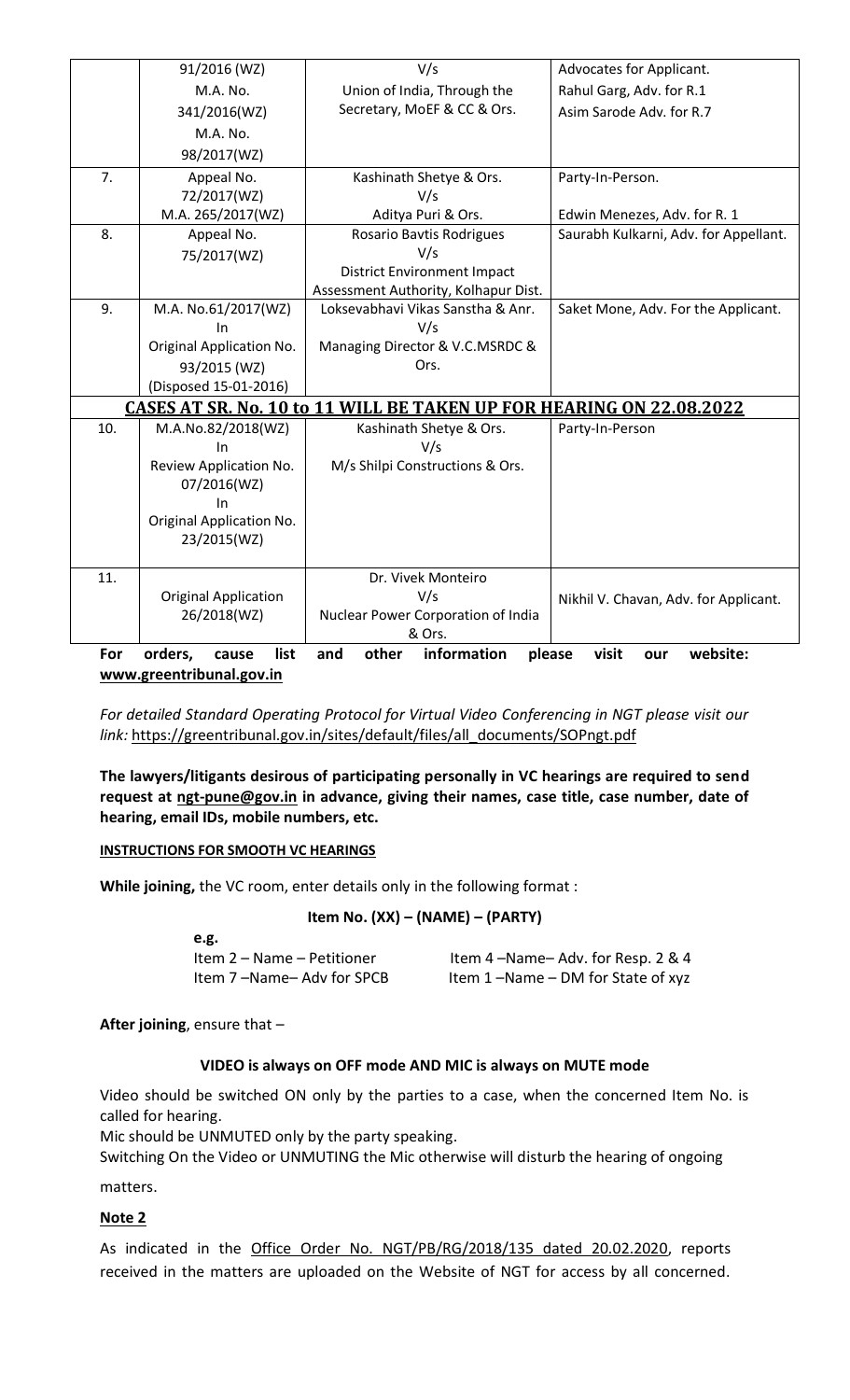| | | | |
|---|---|---|---|
| | 91/2016 (WZ) M.A. No. 341/2016(WZ) M.A. No. 98/2017(WZ) | V/s Union of India, Through the Secretary, MoEF & CC & Ors. | Advocates for Applicant. Rahul Garg, Adv. for R.1 Asim Sarode Adv. for R.7 |
| 7. | Appeal No. 72/2017(WZ) M.A. 265/2017(WZ) | Kashinath Shetye & Ors. V/s Aditya Puri & Ors. | Party-In-Person. Edwin Menezes, Adv. for R. 1 |
| 8. | Appeal No. 75/2017(WZ) | Rosario Bavtis Rodrigues V/s District Environment Impact Assessment Authority, Kolhapur Dist. | Saurabh Kulkarni, Adv. for Appellant. |
| 9. | M.A. No.61/2017(WZ) In Original Application No. 93/2015 (WZ) (Disposed 15-01-2016) | Loksevabhavi Vikas Sanstha & Anr. V/s Managing Director & V.C.MSRDC & Ors. | Saket Mone, Adv. For the Applicant. |
| **CASES AT SR. No. 10 to 11 WILL BE TAKEN UP FOR HEARING ON 22.08.2022** | | | |
| 10. | M.A.No.82/2018(WZ) In Review Application No. 07/2016(WZ) In Original Application No. 23/2015(WZ) | Kashinath Shetye & Ors. V/s M/s Shilpi Constructions & Ors. | Party-In-Person |
| 11. | Original Application 26/2018(WZ) | Dr. Vivek Monteiro V/s Nuclear Power Corporation of India & Ors. | Nikhil V. Chavan, Adv. for Applicant. |

**For orders, cause list and other information please visit our website: www.greentribunal.gov.in**

*For detailed Standard Operating Protocol for Virtual Video Conferencing in NGT please visit our link:* https://greentribunal.gov.in/sites/default/files/all_documents/SOPngt.pdf

**The lawyers/litigants desirous of participating personally in VC hearings are required to send request at ngt-pune@gov.in in advance, giving their names, case title, case number, date of hearing, email IDs, mobile numbers, etc.**

**INSTRUCTIONS FOR SMOOTH VC HEARINGS**

**While joining,** the VC room, enter details only in the following format :

**Item No. (XX) – (NAME) – (PARTY)**

**e.g.**

Item 2 – Name – Petitioner　　　Item 4 –Name– Adv. for Resp. 2 & 4

Item 7 –Name– Adv for SPCB　　　Item 1 –Name – DM for State of xyz

**After joining**, ensure that –

**VIDEO is always on OFF mode AND MIC is always on MUTE mode**

Video should be switched ON only by the parties to a case, when the concerned Item No. is called for hearing.

Mic should be UNMUTED only by the party speaking.

Switching On the Video or UNMUTING the Mic otherwise will disturb the hearing of ongoing matters.

**Note 2**

As indicated in the Office Order No. NGT/PB/RG/2018/135 dated 20.02.2020, reports received in the matters are uploaded on the Website of NGT for access by all concerned.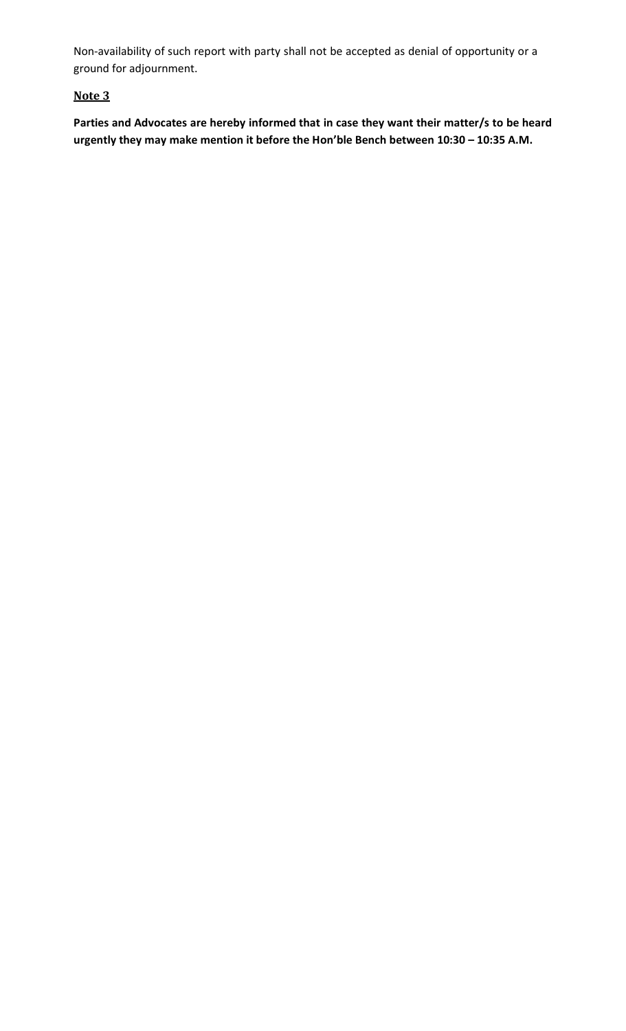Non-availability of such report with party shall not be accepted as denial of opportunity or a ground for adjournment.

## Note 3

**Parties and Advocates are hereby informed that in case they want their matter/s to be heard urgently they may make mention it before the Hon'ble Bench between 10:30 – 10:35 A.M.**